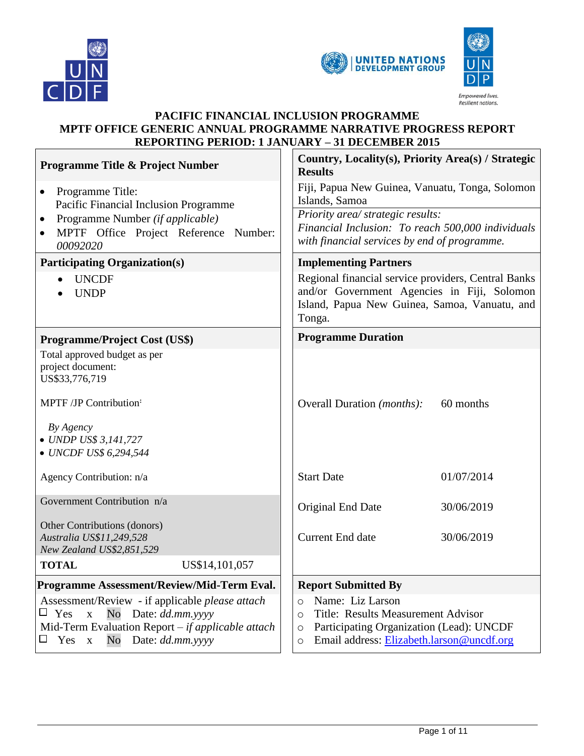# PACIFIC FINANCIAL INCLUSION PROGRAMME
## MPTF OFFICE GENERIC ANNUAL PROGRAMME NARRATIVE PROGRESS REPORT
## REPORTING PERIOD: 1 JANUARY – 31 DECEMBER 2015

| **Programme Title & Project Number** | **Country, Locality(s), Priority Area(s) / Strategic Results** |
|---|---|
| • Programme Title: Pacific Financial Inclusion Programme<br>• Programme Number *(if applicable)*<br>• MPTF Office Project Reference Number: *00092020* | Fiji, Papua New Guinea, Vanuatu, Tonga, Solomon Islands, Samoa<br>*Priority area/ strategic results:*<br>*Financial Inclusion: To reach 500,000 individuals with financial services by end of programme.* |
| **Participating Organization(s)** | **Implementing Partners** |
| • UNCDF<br>• UNDP | Regional financial service providers, Central Banks and/or Government Agencies in Fiji, Solomon Island, Papua New Guinea, Samoa, Vanuatu, and Tonga. |
| **Programme/Project Cost (US$)** | **Programme Duration** |
| Total approved budget as per project document: US$33,776,719 | |
| MPTF /JP Contribution:<br>*By Agency*<br>• *UNDP US$ 3,141,727*<br>• *UNCDF US$ 6,294,544* | Overall Duration *(months)*: 60 months |
| Agency Contribution: n/a | Start Date 01/07/2014 |
| Government Contribution n/a | Original End Date 30/06/2019 |
| Other Contributions (donors)<br>*Australia US$11,249,528*<br>*New Zealand US$2,851,529* | Current End date 30/06/2019 |
| **TOTAL** US$14,101,057 | |
| **Programme Assessment/Review/Mid-Term Eval.** | **Report Submitted By** |
| Assessment/Review - if applicable *please attach*<br>☐ Yes x No Date: *dd.mm.yyyy*<br>Mid-Term Evaluation Report – *if applicable attach*<br>☐ Yes x No Date: *dd.mm.yyyy* | ○ Name: Liz Larson<br>○ Title: Results Measurement Advisor<br>○ Participating Organization (Lead): UNCDF<br>○ Email address: Elizabeth.larson@uncdf.org |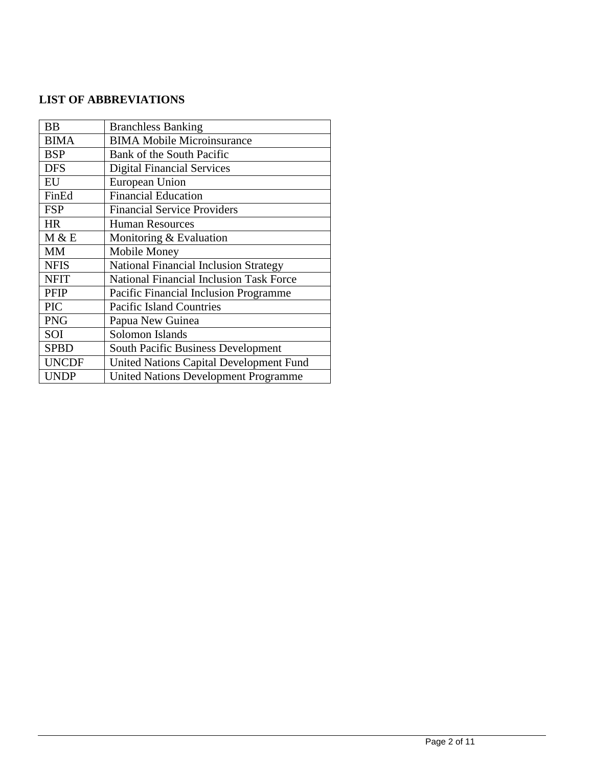**LIST OF ABBREVIATIONS**

| | |
|---|---|
| BB | Branchless Banking |
| BIMA | BIMA Mobile Microinsurance |
| BSP | Bank of the South Pacific |
| DFS | Digital Financial Services |
| EU | European Union |
| FinEd | Financial Education |
| FSP | Financial Service Providers |
| HR | Human Resources |
| M & E | Monitoring & Evaluation |
| MM | Mobile Money |
| NFIS | National Financial Inclusion Strategy |
| NFIT | National Financial Inclusion Task Force |
| PFIP | Pacific Financial Inclusion Programme |
| PIC | Pacific Island Countries |
| PNG | Papua New Guinea |
| SOI | Solomon Islands |
| SPBD | South Pacific Business Development |
| UNCDF | United Nations Capital Development Fund |
| UNDP | United Nations Development Programme |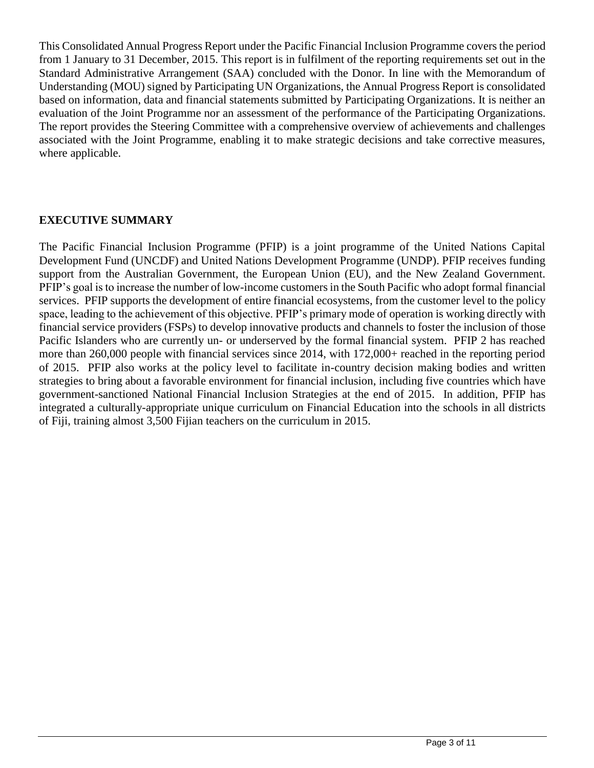This Consolidated Annual Progress Report under the Pacific Financial Inclusion Programme covers the period from 1 January to 31 December, 2015. This report is in fulfilment of the reporting requirements set out in the Standard Administrative Arrangement (SAA) concluded with the Donor. In line with the Memorandum of Understanding (MOU) signed by Participating UN Organizations, the Annual Progress Report is consolidated based on information, data and financial statements submitted by Participating Organizations. It is neither an evaluation of the Joint Programme nor an assessment of the performance of the Participating Organizations. The report provides the Steering Committee with a comprehensive overview of achievements and challenges associated with the Joint Programme, enabling it to make strategic decisions and take corrective measures, where applicable.

## EXECUTIVE SUMMARY

The Pacific Financial Inclusion Programme (PFIP) is a joint programme of the United Nations Capital Development Fund (UNCDF) and United Nations Development Programme (UNDP). PFIP receives funding support from the Australian Government, the European Union (EU), and the New Zealand Government. PFIP's goal is to increase the number of low-income customers in the South Pacific who adopt formal financial services. PFIP supports the development of entire financial ecosystems, from the customer level to the policy space, leading to the achievement of this objective. PFIP's primary mode of operation is working directly with financial service providers (FSPs) to develop innovative products and channels to foster the inclusion of those Pacific Islanders who are currently un- or underserved by the formal financial system. PFIP 2 has reached more than 260,000 people with financial services since 2014, with 172,000+ reached in the reporting period of 2015. PFIP also works at the policy level to facilitate in-country decision making bodies and written strategies to bring about a favorable environment for financial inclusion, including five countries which have government-sanctioned National Financial Inclusion Strategies at the end of 2015. In addition, PFIP has integrated a culturally-appropriate unique curriculum on Financial Education into the schools in all districts of Fiji, training almost 3,500 Fijian teachers on the curriculum in 2015.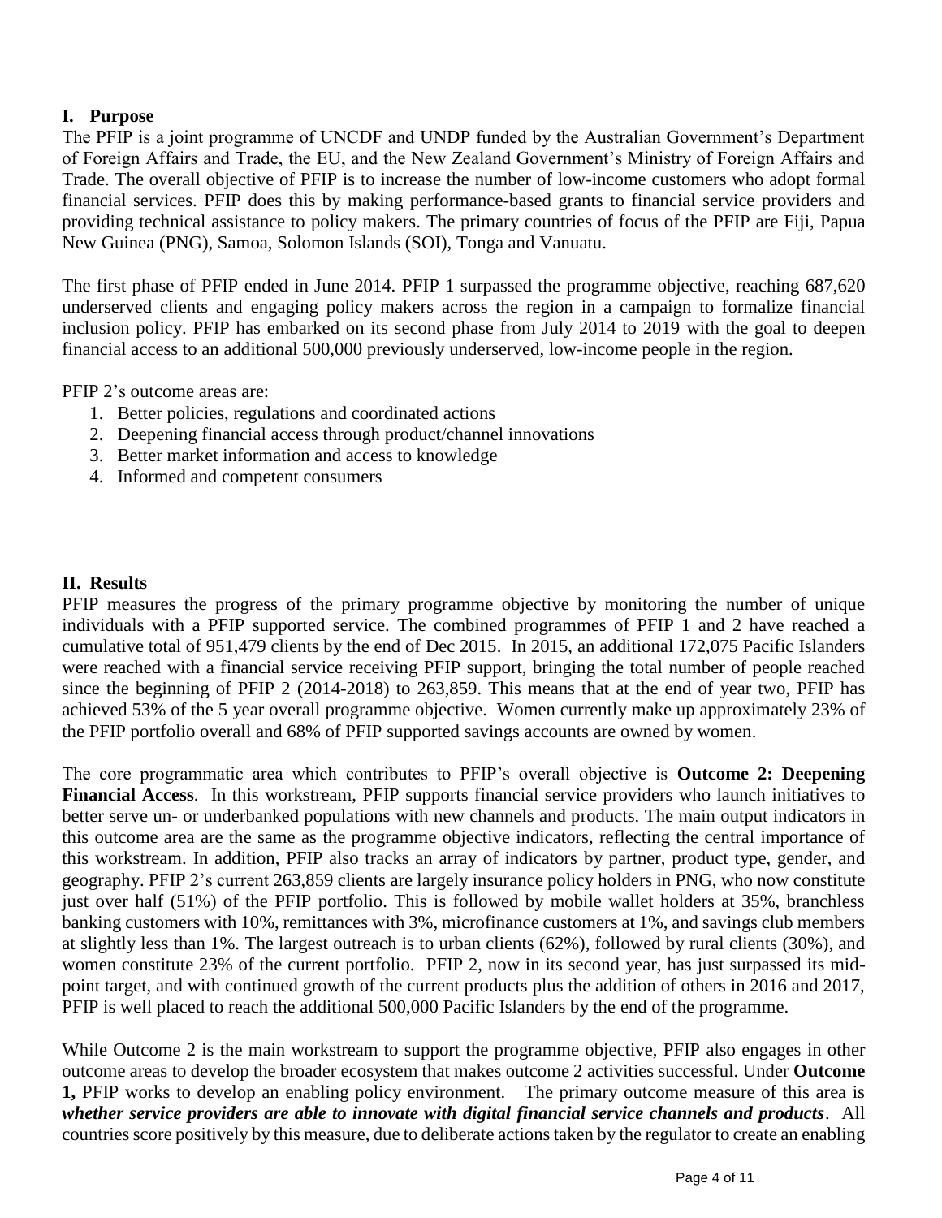## I. Purpose

The PFIP is a joint programme of UNCDF and UNDP funded by the Australian Government's Department of Foreign Affairs and Trade, the EU, and the New Zealand Government's Ministry of Foreign Affairs and Trade. The overall objective of PFIP is to increase the number of low-income customers who adopt formal financial services. PFIP does this by making performance-based grants to financial service providers and providing technical assistance to policy makers. The primary countries of focus of the PFIP are Fiji, Papua New Guinea (PNG), Samoa, Solomon Islands (SOI), Tonga and Vanuatu.

The first phase of PFIP ended in June 2014. PFIP 1 surpassed the programme objective, reaching 687,620 underserved clients and engaging policy makers across the region in a campaign to formalize financial inclusion policy. PFIP has embarked on its second phase from July 2014 to 2019 with the goal to deepen financial access to an additional 500,000 previously underserved, low-income people in the region.

PFIP 2's outcome areas are:

1. Better policies, regulations and coordinated actions
2. Deepening financial access through product/channel innovations
3. Better market information and access to knowledge
4. Informed and competent consumers

## II. Results

PFIP measures the progress of the primary programme objective by monitoring the number of unique individuals with a PFIP supported service. The combined programmes of PFIP 1 and 2 have reached a cumulative total of 951,479 clients by the end of Dec 2015. In 2015, an additional 172,075 Pacific Islanders were reached with a financial service receiving PFIP support, bringing the total number of people reached since the beginning of PFIP 2 (2014-2018) to 263,859. This means that at the end of year two, PFIP has achieved 53% of the 5 year overall programme objective. Women currently make up approximately 23% of the PFIP portfolio overall and 68% of PFIP supported savings accounts are owned by women.

The core programmatic area which contributes to PFIP's overall objective is **Outcome 2: Deepening Financial Access**. In this workstream, PFIP supports financial service providers who launch initiatives to better serve un- or underbanked populations with new channels and products. The main output indicators in this outcome area are the same as the programme objective indicators, reflecting the central importance of this workstream. In addition, PFIP also tracks an array of indicators by partner, product type, gender, and geography. PFIP 2's current 263,859 clients are largely insurance policy holders in PNG, who now constitute just over half (51%) of the PFIP portfolio. This is followed by mobile wallet holders at 35%, branchless banking customers with 10%, remittances with 3%, microfinance customers at 1%, and savings club members at slightly less than 1%. The largest outreach is to urban clients (62%), followed by rural clients (30%), and women constitute 23% of the current portfolio. PFIP 2, now in its second year, has just surpassed its mid-point target, and with continued growth of the current products plus the addition of others in 2016 and 2017, PFIP is well placed to reach the additional 500,000 Pacific Islanders by the end of the programme.

While Outcome 2 is the main workstream to support the programme objective, PFIP also engages in other outcome areas to develop the broader ecosystem that makes outcome 2 activities successful. Under **Outcome 1,** PFIP works to develop an enabling policy environment. The primary outcome measure of this area is ***whether service providers are able to innovate with digital financial service channels and products***. All countries score positively by this measure, due to deliberate actions taken by the regulator to create an enabling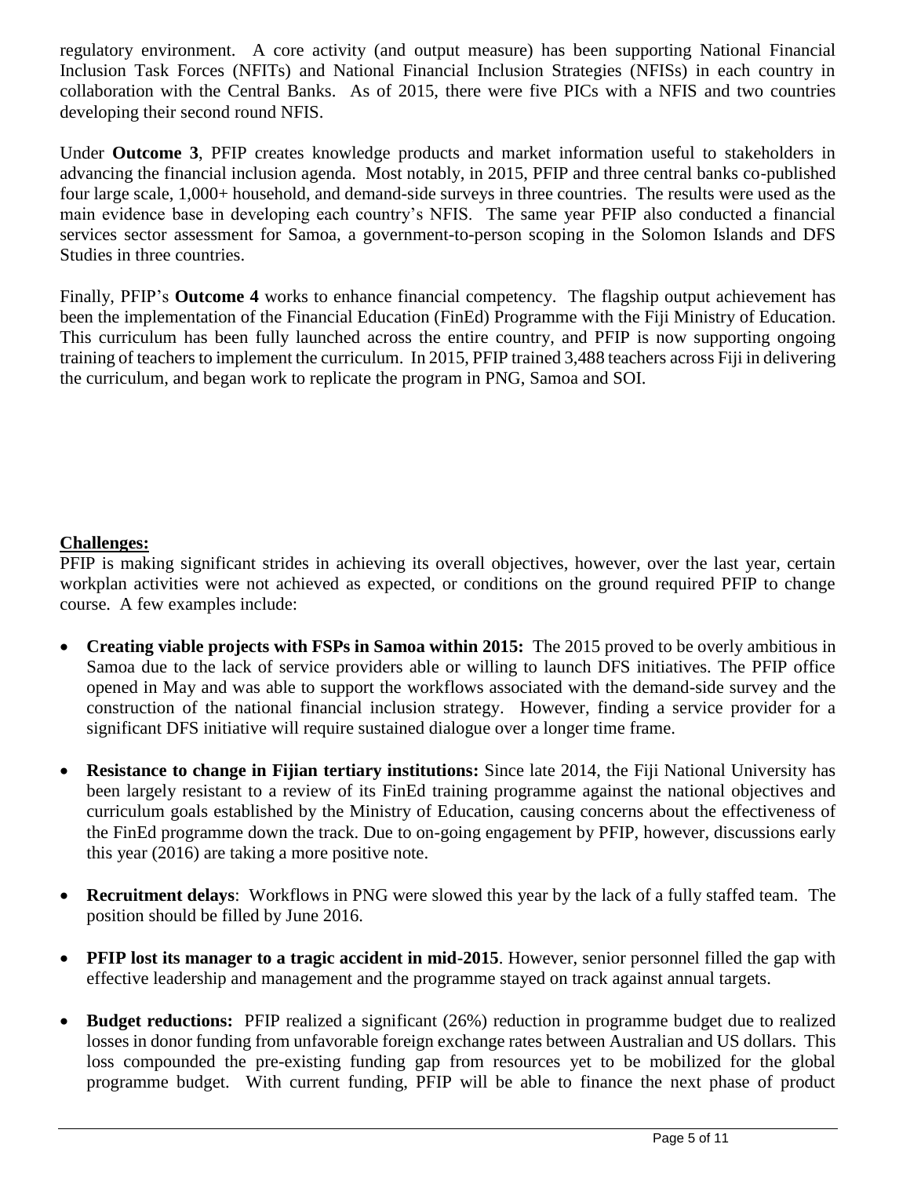regulatory environment. A core activity (and output measure) has been supporting National Financial Inclusion Task Forces (NFITs) and National Financial Inclusion Strategies (NFISs) in each country in collaboration with the Central Banks. As of 2015, there were five PICs with a NFIS and two countries developing their second round NFIS.

Under **Outcome 3**, PFIP creates knowledge products and market information useful to stakeholders in advancing the financial inclusion agenda. Most notably, in 2015, PFIP and three central banks co-published four large scale, 1,000+ household, and demand-side surveys in three countries. The results were used as the main evidence base in developing each country's NFIS. The same year PFIP also conducted a financial services sector assessment for Samoa, a government-to-person scoping in the Solomon Islands and DFS Studies in three countries.

Finally, PFIP's **Outcome 4** works to enhance financial competency. The flagship output achievement has been the implementation of the Financial Education (FinEd) Programme with the Fiji Ministry of Education. This curriculum has been fully launched across the entire country, and PFIP is now supporting ongoing training of teachers to implement the curriculum. In 2015, PFIP trained 3,488 teachers across Fiji in delivering the curriculum, and began work to replicate the program in PNG, Samoa and SOI.

**Challenges:**

PFIP is making significant strides in achieving its overall objectives, however, over the last year, certain workplan activities were not achieved as expected, or conditions on the ground required PFIP to change course. A few examples include:

- **Creating viable projects with FSPs in Samoa within 2015:** The 2015 proved to be overly ambitious in Samoa due to the lack of service providers able or willing to launch DFS initiatives. The PFIP office opened in May and was able to support the workflows associated with the demand-side survey and the construction of the national financial inclusion strategy. However, finding a service provider for a significant DFS initiative will require sustained dialogue over a longer time frame.

- **Resistance to change in Fijian tertiary institutions:** Since late 2014, the Fiji National University has been largely resistant to a review of its FinEd training programme against the national objectives and curriculum goals established by the Ministry of Education, causing concerns about the effectiveness of the FinEd programme down the track. Due to on-going engagement by PFIP, however, discussions early this year (2016) are taking a more positive note.

- **Recruitment delays**: Workflows in PNG were slowed this year by the lack of a fully staffed team. The position should be filled by June 2016.

- **PFIP lost its manager to a tragic accident in mid-2015**. However, senior personnel filled the gap with effective leadership and management and the programme stayed on track against annual targets.

- **Budget reductions:** PFIP realized a significant (26%) reduction in programme budget due to realized losses in donor funding from unfavorable foreign exchange rates between Australian and US dollars. This loss compounded the pre-existing funding gap from resources yet to be mobilized for the global programme budget. With current funding, PFIP will be able to finance the next phase of product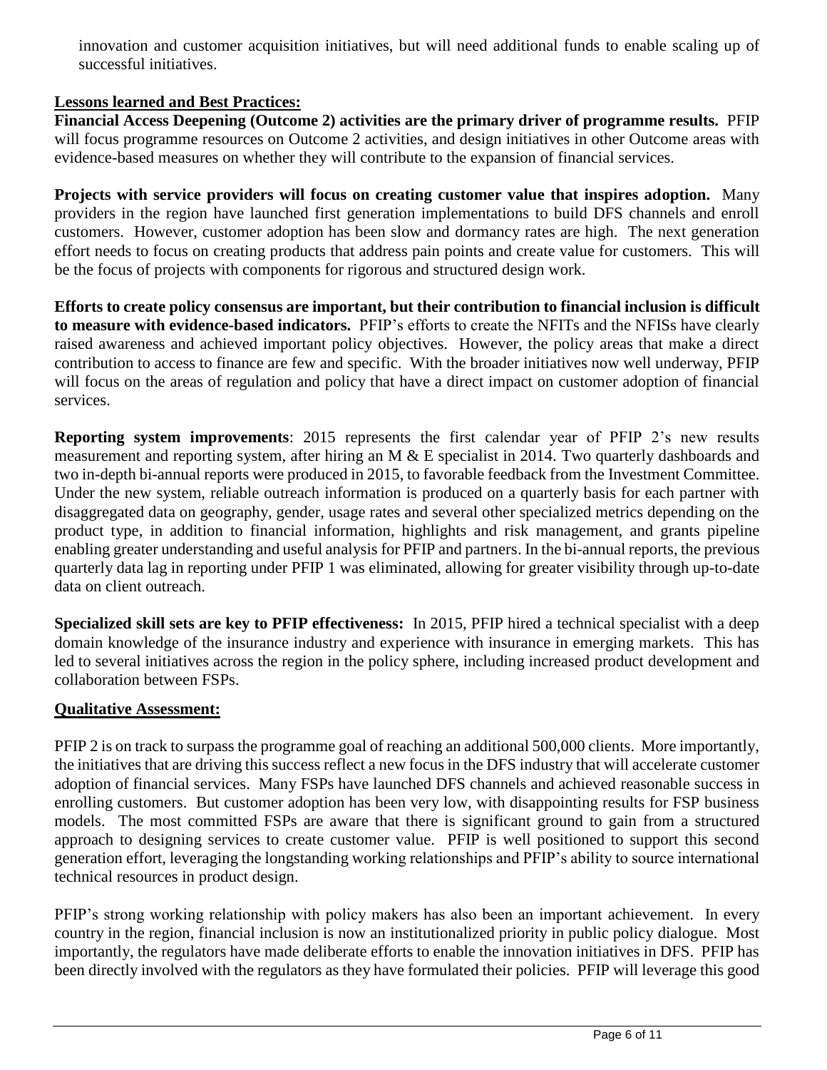innovation and customer acquisition initiatives, but will need additional funds to enable scaling up of successful initiatives.

## Lessons learned and Best Practices:

**Financial Access Deepening (Outcome 2) activities are the primary driver of programme results.** PFIP will focus programme resources on Outcome 2 activities, and design initiatives in other Outcome areas with evidence-based measures on whether they will contribute to the expansion of financial services.

**Projects with service providers will focus on creating customer value that inspires adoption.** Many providers in the region have launched first generation implementations to build DFS channels and enroll customers. However, customer adoption has been slow and dormancy rates are high. The next generation effort needs to focus on creating products that address pain points and create value for customers. This will be the focus of projects with components for rigorous and structured design work.

**Efforts to create policy consensus are important, but their contribution to financial inclusion is difficult to measure with evidence-based indicators.** PFIP's efforts to create the NFITs and the NFISs have clearly raised awareness and achieved important policy objectives. However, the policy areas that make a direct contribution to access to finance are few and specific. With the broader initiatives now well underway, PFIP will focus on the areas of regulation and policy that have a direct impact on customer adoption of financial services.

**Reporting system improvements**: 2015 represents the first calendar year of PFIP 2's new results measurement and reporting system, after hiring an M & E specialist in 2014. Two quarterly dashboards and two in-depth bi-annual reports were produced in 2015, to favorable feedback from the Investment Committee. Under the new system, reliable outreach information is produced on a quarterly basis for each partner with disaggregated data on geography, gender, usage rates and several other specialized metrics depending on the product type, in addition to financial information, highlights and risk management, and grants pipeline enabling greater understanding and useful analysis for PFIP and partners. In the bi-annual reports, the previous quarterly data lag in reporting under PFIP 1 was eliminated, allowing for greater visibility through up-to-date data on client outreach.

**Specialized skill sets are key to PFIP effectiveness:** In 2015, PFIP hired a technical specialist with a deep domain knowledge of the insurance industry and experience with insurance in emerging markets. This has led to several initiatives across the region in the policy sphere, including increased product development and collaboration between FSPs.

## Qualitative Assessment:

PFIP 2 is on track to surpass the programme goal of reaching an additional 500,000 clients. More importantly, the initiatives that are driving this success reflect a new focus in the DFS industry that will accelerate customer adoption of financial services. Many FSPs have launched DFS channels and achieved reasonable success in enrolling customers. But customer adoption has been very low, with disappointing results for FSP business models. The most committed FSPs are aware that there is significant ground to gain from a structured approach to designing services to create customer value. PFIP is well positioned to support this second generation effort, leveraging the longstanding working relationships and PFIP's ability to source international technical resources in product design.

PFIP's strong working relationship with policy makers has also been an important achievement. In every country in the region, financial inclusion is now an institutionalized priority in public policy dialogue. Most importantly, the regulators have made deliberate efforts to enable the innovation initiatives in DFS. PFIP has been directly involved with the regulators as they have formulated their policies. PFIP will leverage this good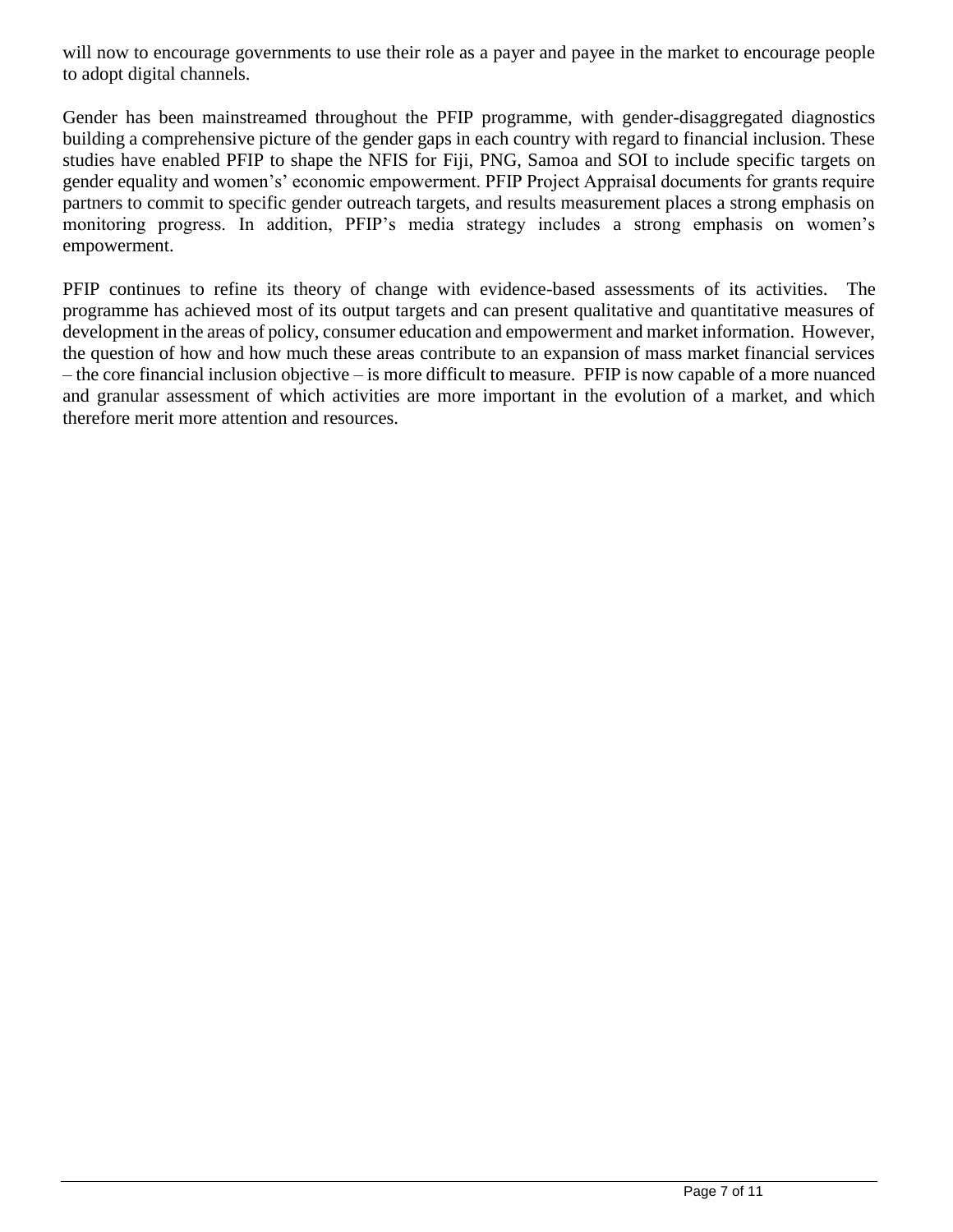will now to encourage governments to use their role as a payer and payee in the market to encourage people to adopt digital channels.

Gender has been mainstreamed throughout the PFIP programme, with gender-disaggregated diagnostics building a comprehensive picture of the gender gaps in each country with regard to financial inclusion. These studies have enabled PFIP to shape the NFIS for Fiji, PNG, Samoa and SOI to include specific targets on gender equality and women's' economic empowerment. PFIP Project Appraisal documents for grants require partners to commit to specific gender outreach targets, and results measurement places a strong emphasis on monitoring progress. In addition, PFIP's media strategy includes a strong emphasis on women's empowerment.

PFIP continues to refine its theory of change with evidence-based assessments of its activities. The programme has achieved most of its output targets and can present qualitative and quantitative measures of development in the areas of policy, consumer education and empowerment and market information. However, the question of how and how much these areas contribute to an expansion of mass market financial services – the core financial inclusion objective – is more difficult to measure. PFIP is now capable of a more nuanced and granular assessment of which activities are more important in the evolution of a market, and which therefore merit more attention and resources.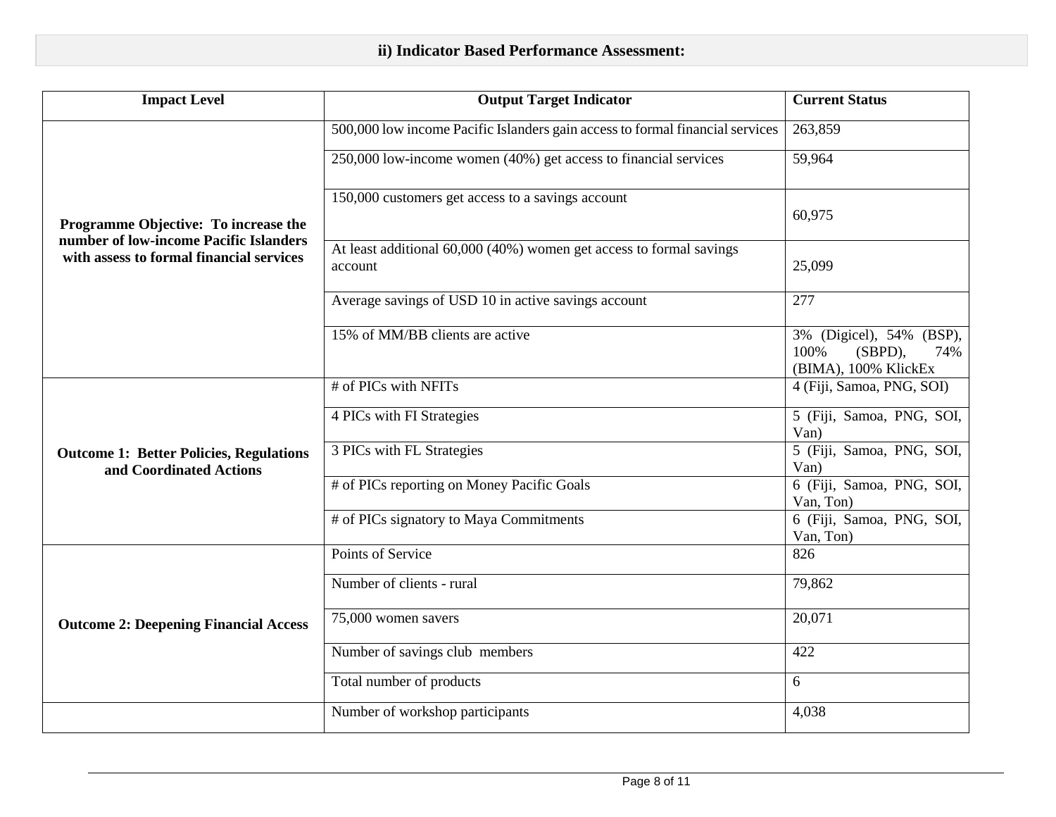## ii) Indicator Based Performance Assessment:

| Impact Level | Output Target Indicator | Current Status |
|---|---|---|
| **Programme Objective: To increase the number of low-income Pacific Islanders with assess to formal financial services** | 500,000 low income Pacific Islanders gain access to formal financial services | 263,859 |
| | 250,000 low-income women (40%) get access to financial services | 59,964 |
| | 150,000 customers get access to a savings account | 60,975 |
| | At least additional 60,000 (40%) women get access to formal savings account | 25,099 |
| | Average savings of USD 10 in active savings account | 277 |
| | 15% of MM/BB clients are active | 3% (Digicel), 54% (BSP), 100% (SBPD), 74% (BIMA), 100% KlickEx |
| **Outcome 1: Better Policies, Regulations and Coordinated Actions** | # of PICs with NFITs | 4 (Fiji, Samoa, PNG, SOI) |
| | 4 PICs with FI Strategies | 5 (Fiji, Samoa, PNG, SOI, Van) |
| | 3 PICs with FL Strategies | 5 (Fiji, Samoa, PNG, SOI, Van) |
| | # of PICs reporting on Money Pacific Goals | 6 (Fiji, Samoa, PNG, SOI, Van, Ton) |
| | # of PICs signatory to Maya Commitments | 6 (Fiji, Samoa, PNG, SOI, Van, Ton) |
| **Outcome 2: Deepening Financial Access** | Points of Service | 826 |
| | Number of clients - rural | 79,862 |
| | 75,000 women savers | 20,071 |
| | Number of savings club members | 422 |
| | Total number of products | 6 |
| | Number of workshop participants | 4,038 |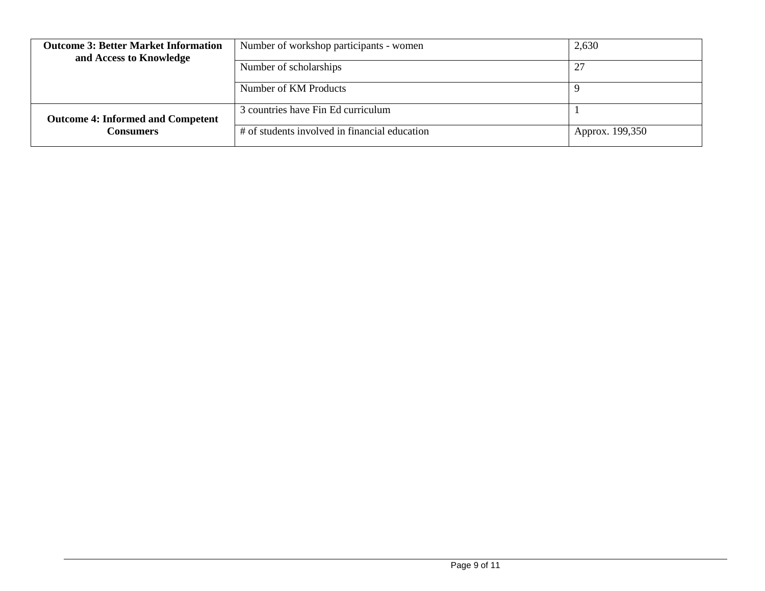| | | |
|---|---|---|
| **Outcome 3: Better Market Information and Access to Knowledge** | Number of workshop participants - women | 2,630 |
| | Number of scholarships | 27 |
| | Number of KM Products | 9 |
| **Outcome 4: Informed and Competent Consumers** | 3 countries have Fin Ed curriculum | 1 |
| | # of students involved in financial education | Approx. 199,350 |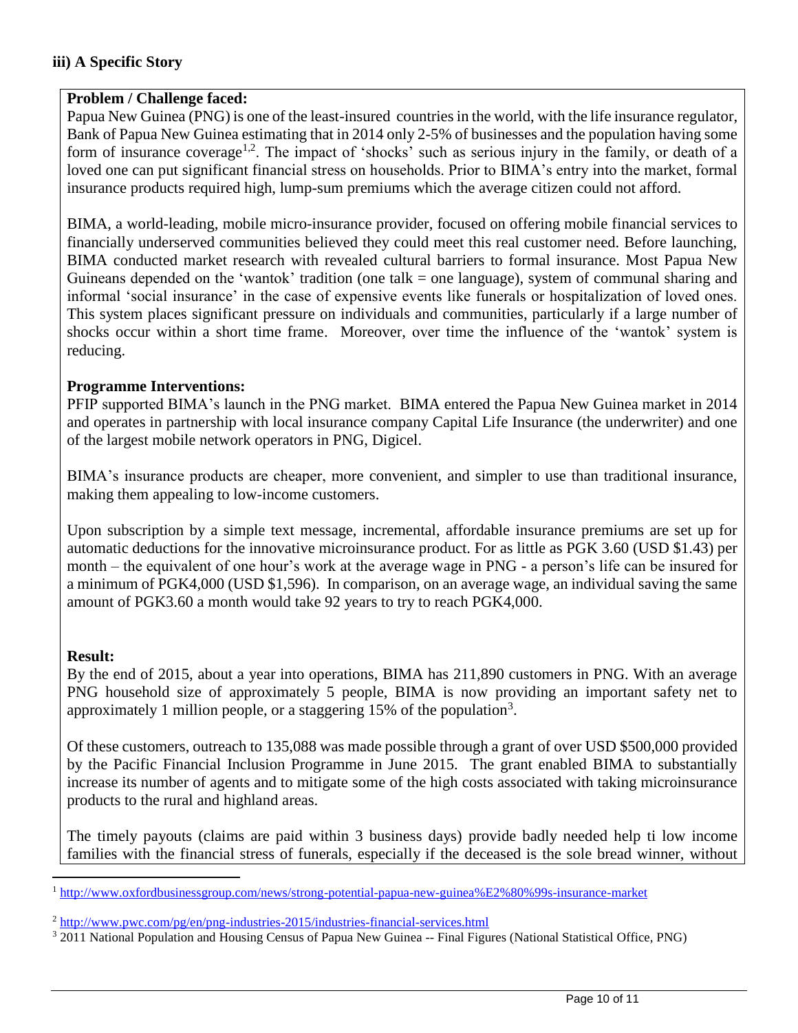### iii) A Specific Story

**Problem / Challenge faced:**

Papua New Guinea (PNG) is one of the least-insured countries in the world, with the life insurance regulator, Bank of Papua New Guinea estimating that in 2014 only 2-5% of businesses and the population having some form of insurance coverage[1,2]. The impact of 'shocks' such as serious injury in the family, or death of a loved one can put significant financial stress on households. Prior to BIMA's entry into the market, formal insurance products required high, lump-sum premiums which the average citizen could not afford.

BIMA, a world-leading, mobile micro-insurance provider, focused on offering mobile financial services to financially underserved communities believed they could meet this real customer need. Before launching, BIMA conducted market research with revealed cultural barriers to formal insurance. Most Papua New Guineans depended on the 'wantok' tradition (one talk = one language), system of communal sharing and informal 'social insurance' in the case of expensive events like funerals or hospitalization of loved ones. This system places significant pressure on individuals and communities, particularly if a large number of shocks occur within a short time frame. Moreover, over time the influence of the 'wantok' system is reducing.

**Programme Interventions:**

PFIP supported BIMA's launch in the PNG market. BIMA entered the Papua New Guinea market in 2014 and operates in partnership with local insurance company Capital Life Insurance (the underwriter) and one of the largest mobile network operators in PNG, Digicel.

BIMA's insurance products are cheaper, more convenient, and simpler to use than traditional insurance, making them appealing to low-income customers.

Upon subscription by a simple text message, incremental, affordable insurance premiums are set up for automatic deductions for the innovative microinsurance product. For as little as PGK 3.60 (USD $1.43) per month – the equivalent of one hour's work at the average wage in PNG - a person's life can be insured for a minimum of PGK4,000 (USD $1,596). In comparison, on an average wage, an individual saving the same amount of PGK3.60 a month would take 92 years to try to reach PGK4,000.

**Result:**

By the end of 2015, about a year into operations, BIMA has 211,890 customers in PNG. With an average PNG household size of approximately 5 people, BIMA is now providing an important safety net to approximately 1 million people, or a staggering 15% of the population[3].

Of these customers, outreach to 135,088 was made possible through a grant of over USD $500,000 provided by the Pacific Financial Inclusion Programme in June 2015. The grant enabled BIMA to substantially increase its number of agents and to mitigate some of the high costs associated with taking microinsurance products to the rural and highland areas.

The timely payouts (claims are paid within 3 business days) provide badly needed help ti low income families with the financial stress of funerals, especially if the deceased is the sole bread winner, without

---

[1] http://www.oxfordbusinessgroup.com/news/strong-potential-papua-new-guinea%E2%80%99s-insurance-market

[2] http://www.pwc.com/pg/en/png-industries-2015/industries-financial-services.html

[3] 2011 National Population and Housing Census of Papua New Guinea -- Final Figures (National Statistical Office, PNG)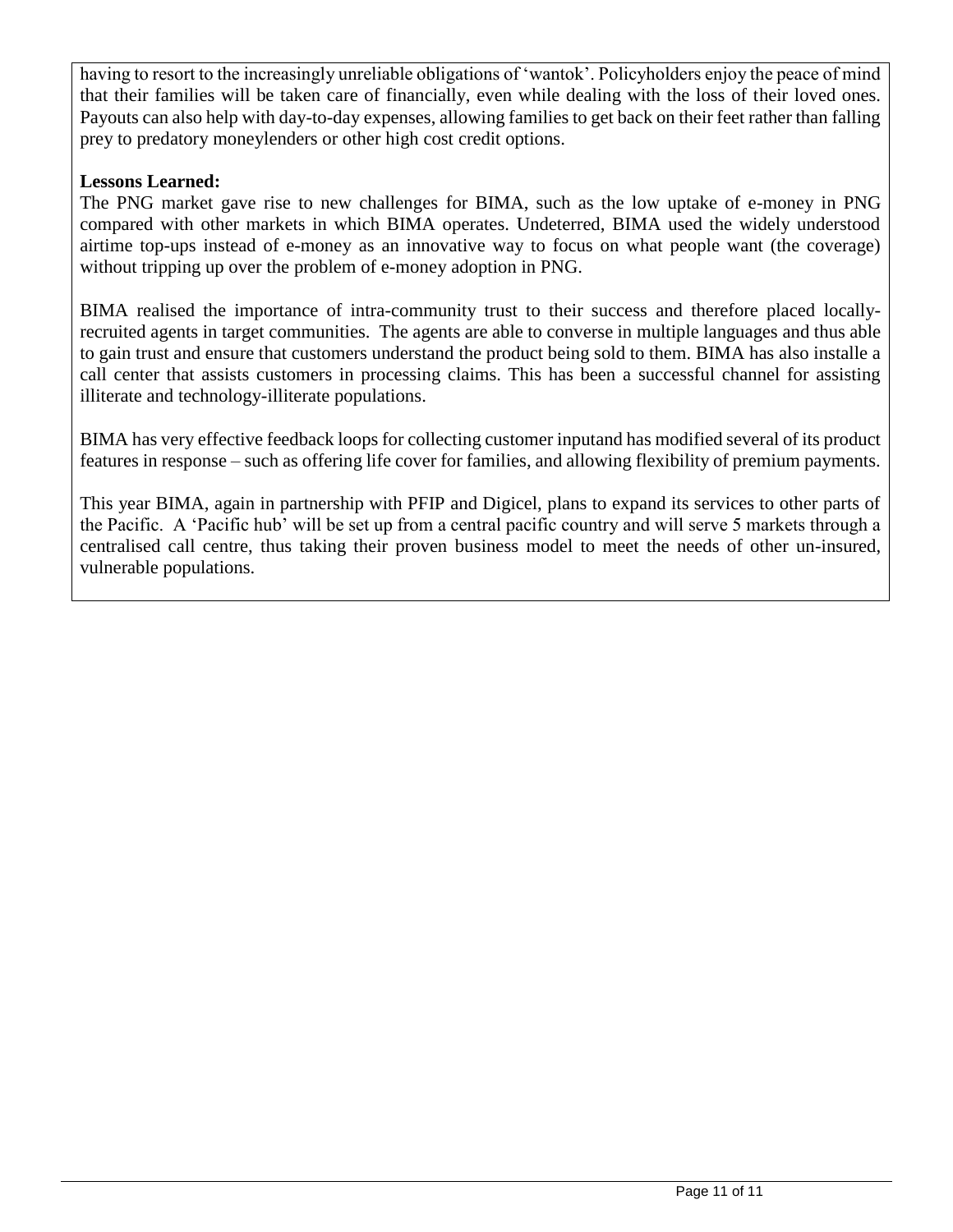having to resort to the increasingly unreliable obligations of 'wantok'. Policyholders enjoy the peace of mind that their families will be taken care of financially, even while dealing with the loss of their loved ones. Payouts can also help with day-to-day expenses, allowing families to get back on their feet rather than falling prey to predatory moneylenders or other high cost credit options.

**Lessons Learned:**

The PNG market gave rise to new challenges for BIMA, such as the low uptake of e-money in PNG compared with other markets in which BIMA operates. Undeterred, BIMA used the widely understood airtime top-ups instead of e-money as an innovative way to focus on what people want (the coverage) without tripping up over the problem of e-money adoption in PNG.

BIMA realised the importance of intra-community trust to their success and therefore placed locally-recruited agents in target communities. The agents are able to converse in multiple languages and thus able to gain trust and ensure that customers understand the product being sold to them. BIMA has also installe a call center that assists customers in processing claims. This has been a successful channel for assisting illiterate and technology-illiterate populations.

BIMA has very effective feedback loops for collecting customer inputand has modified several of its product features in response – such as offering life cover for families, and allowing flexibility of premium payments.

This year BIMA, again in partnership with PFIP and Digicel, plans to expand its services to other parts of the Pacific. A 'Pacific hub' will be set up from a central pacific country and will serve 5 markets through a centralised call centre, thus taking their proven business model to meet the needs of other un-insured, vulnerable populations.